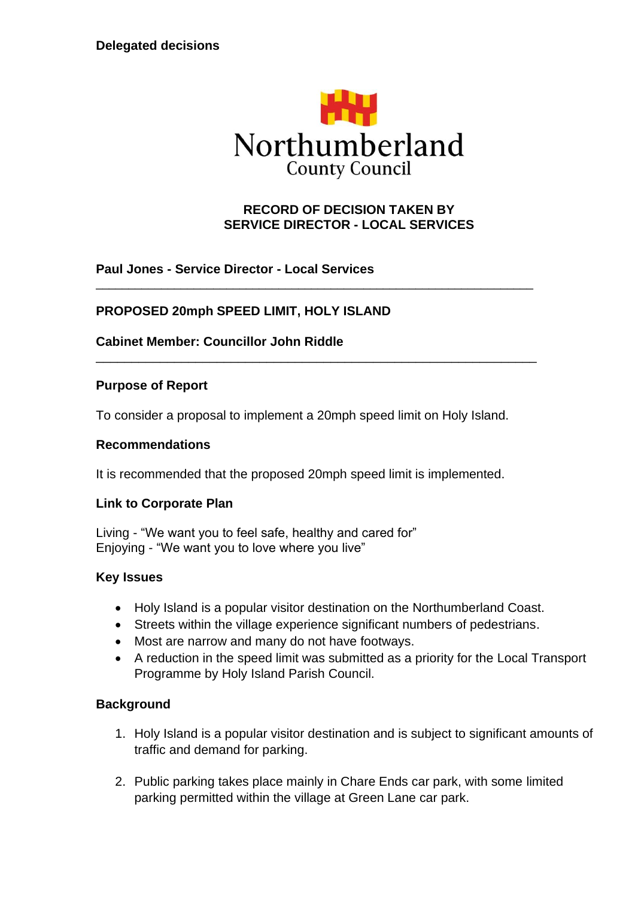**Delegated decisions**

Northumberland
County Council

## RECORD OF DECISION TAKEN BY SERVICE DIRECTOR - LOCAL SERVICES

**Paul Jones - Service Director - Local Services**

---

**PROPOSED 20mph SPEED LIMIT, HOLY ISLAND**

**Cabinet Member: Councillor John Riddle**

---

### Purpose of Report

To consider a proposal to implement a 20mph speed limit on Holy Island.

### Recommendations

It is recommended that the proposed 20mph speed limit is implemented.

### Link to Corporate Plan

Living - "We want you to feel safe, healthy and cared for"
Enjoying - "We want you to love where you live"

### Key Issues

- Holy Island is a popular visitor destination on the Northumberland Coast.
- Streets within the village experience significant numbers of pedestrians.
- Most are narrow and many do not have footways.
- A reduction in the speed limit was submitted as a priority for the Local Transport Programme by Holy Island Parish Council.

### Background

1. Holy Island is a popular visitor destination and is subject to significant amounts of traffic and demand for parking.

2. Public parking takes place mainly in Chare Ends car park, with some limited parking permitted within the village at Green Lane car park.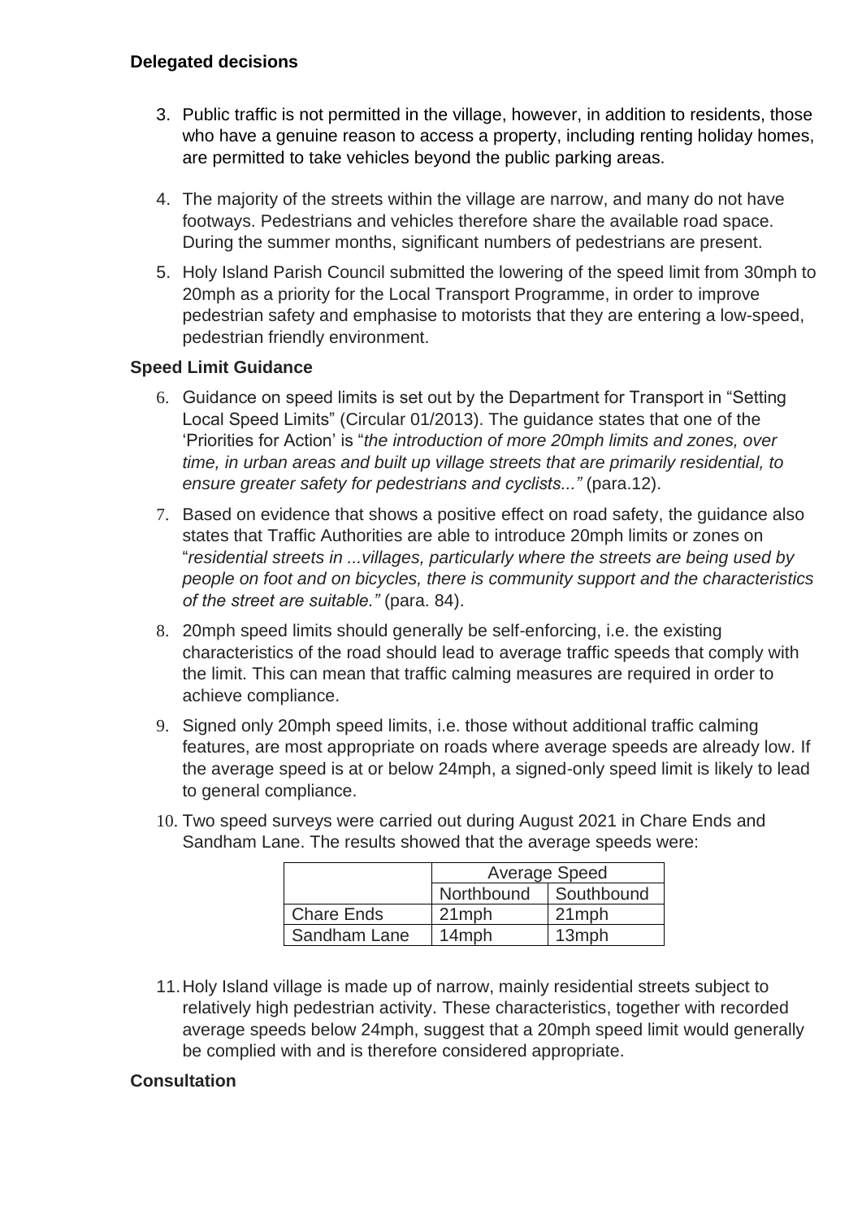**Delegated decisions**

3. Public traffic is not permitted in the village, however, in addition to residents, those who have a genuine reason to access a property, including renting holiday homes, are permitted to take vehicles beyond the public parking areas.

4. The majority of the streets within the village are narrow, and many do not have footways. Pedestrians and vehicles therefore share the available road space. During the summer months, significant numbers of pedestrians are present.

5. Holy Island Parish Council submitted the lowering of the speed limit from 30mph to 20mph as a priority for the Local Transport Programme, in order to improve pedestrian safety and emphasise to motorists that they are entering a low-speed, pedestrian friendly environment.

**Speed Limit Guidance**

6. Guidance on speed limits is set out by the Department for Transport in "Setting Local Speed Limits" (Circular 01/2013). The guidance states that one of the 'Priorities for Action' is "*the introduction of more 20mph limits and zones, over time, in urban areas and built up village streets that are primarily residential, to ensure greater safety for pedestrians and cyclists..."* (para.12).

7. Based on evidence that shows a positive effect on road safety, the guidance also states that Traffic Authorities are able to introduce 20mph limits or zones on "*residential streets in ...villages, particularly where the streets are being used by people on foot and on bicycles, there is community support and the characteristics of the street are suitable."* (para. 84).

8. 20mph speed limits should generally be self-enforcing, i.e. the existing characteristics of the road should lead to average traffic speeds that comply with the limit. This can mean that traffic calming measures are required in order to achieve compliance.

9. Signed only 20mph speed limits, i.e. those without additional traffic calming features, are most appropriate on roads where average speeds are already low. If the average speed is at or below 24mph, a signed-only speed limit is likely to lead to general compliance.

10. Two speed surveys were carried out during August 2021 in Chare Ends and Sandham Lane. The results showed that the average speeds were:

| | Average Speed | |
|---|---|---|
| | Northbound | Southbound |
| Chare Ends | 21mph | 21mph |
| Sandham Lane | 14mph | 13mph |

11. Holy Island village is made up of narrow, mainly residential streets subject to relatively high pedestrian activity. These characteristics, together with recorded average speeds below 24mph, suggest that a 20mph speed limit would generally be complied with and is therefore considered appropriate.

**Consultation**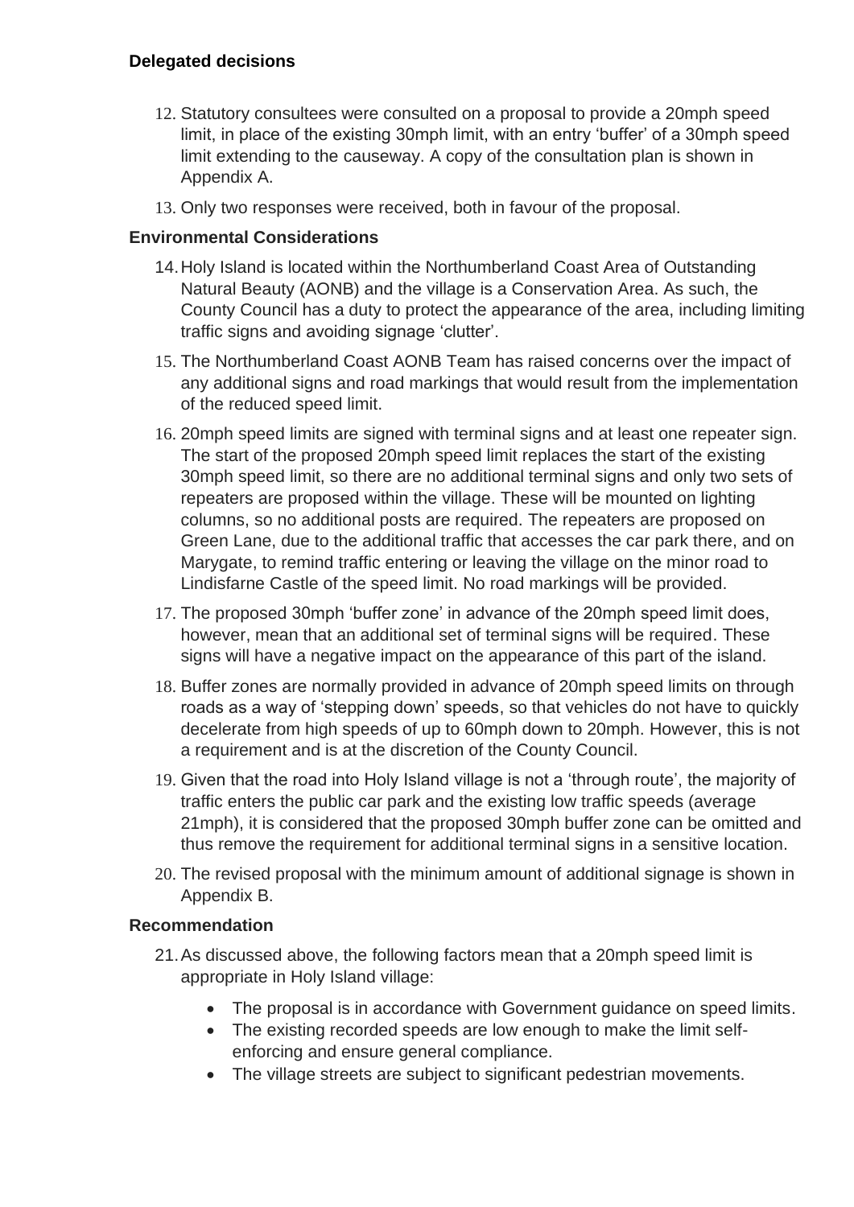### Delegated decisions

12. Statutory consultees were consulted on a proposal to provide a 20mph speed limit, in place of the existing 30mph limit, with an entry 'buffer' of a 30mph speed limit extending to the causeway. A copy of the consultation plan is shown in Appendix A.
13. Only two responses were received, both in favour of the proposal.

### Environmental Considerations

14. Holy Island is located within the Northumberland Coast Area of Outstanding Natural Beauty (AONB) and the village is a Conservation Area. As such, the County Council has a duty to protect the appearance of the area, including limiting traffic signs and avoiding signage 'clutter'.
15. The Northumberland Coast AONB Team has raised concerns over the impact of any additional signs and road markings that would result from the implementation of the reduced speed limit.
16. 20mph speed limits are signed with terminal signs and at least one repeater sign. The start of the proposed 20mph speed limit replaces the start of the existing 30mph speed limit, so there are no additional terminal signs and only two sets of repeaters are proposed within the village. These will be mounted on lighting columns, so no additional posts are required. The repeaters are proposed on Green Lane, due to the additional traffic that accesses the car park there, and on Marygate, to remind traffic entering or leaving the village on the minor road to Lindisfarne Castle of the speed limit. No road markings will be provided.
17. The proposed 30mph 'buffer zone' in advance of the 20mph speed limit does, however, mean that an additional set of terminal signs will be required. These signs will have a negative impact on the appearance of this part of the island.
18. Buffer zones are normally provided in advance of 20mph speed limits on through roads as a way of 'stepping down' speeds, so that vehicles do not have to quickly decelerate from high speeds of up to 60mph down to 20mph. However, this is not a requirement and is at the discretion of the County Council.
19. Given that the road into Holy Island village is not a 'through route', the majority of traffic enters the public car park and the existing low traffic speeds (average 21mph), it is considered that the proposed 30mph buffer zone can be omitted and thus remove the requirement for additional terminal signs in a sensitive location.
20. The revised proposal with the minimum amount of additional signage is shown in Appendix B.

### Recommendation

21. As discussed above, the following factors mean that a 20mph speed limit is appropriate in Holy Island village:
    - The proposal is in accordance with Government guidance on speed limits.
    - The existing recorded speeds are low enough to make the limit self-enforcing and ensure general compliance.
    - The village streets are subject to significant pedestrian movements.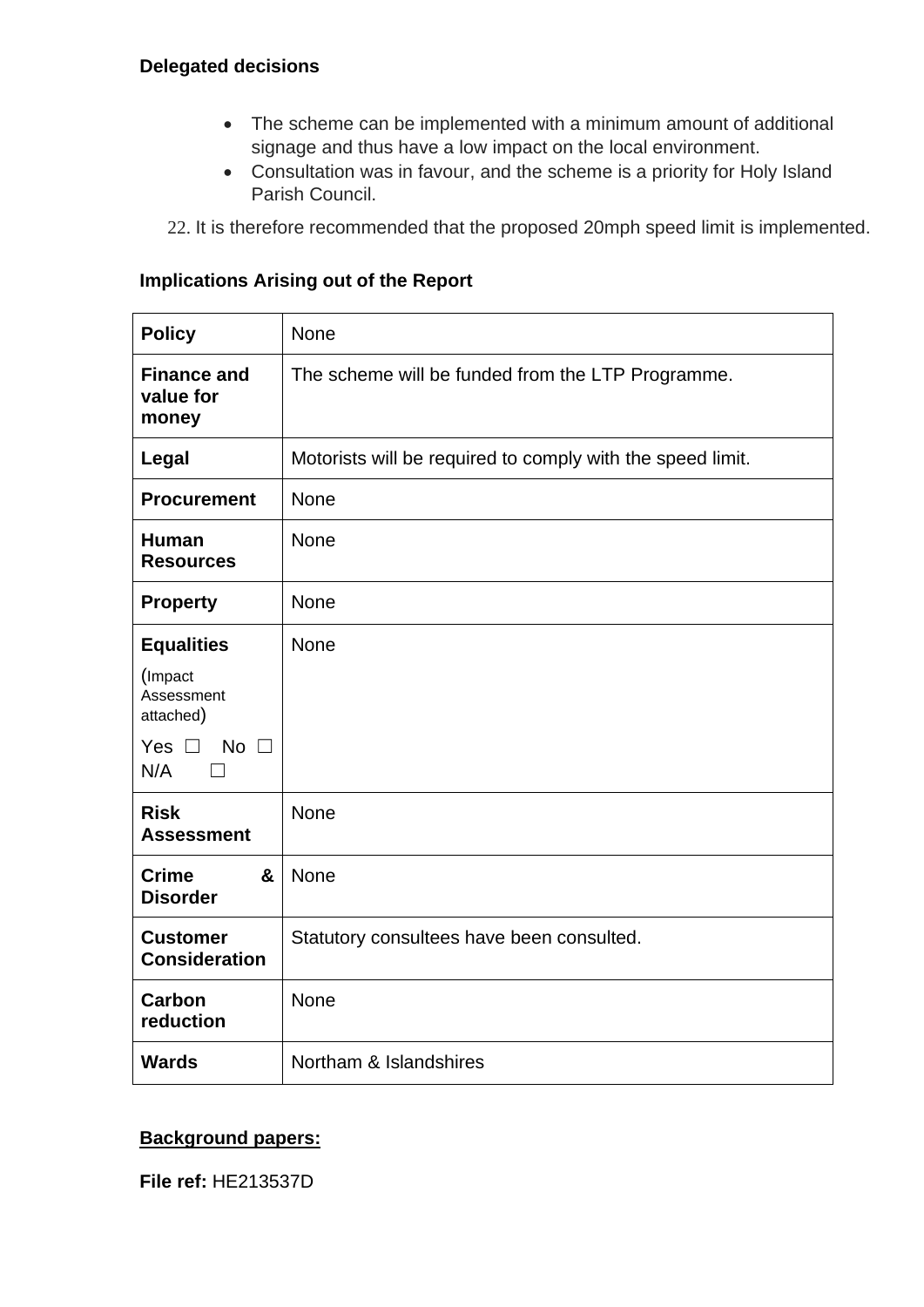**Delegated decisions**

- The scheme can be implemented with a minimum amount of additional signage and thus have a low impact on the local environment.
- Consultation was in favour, and the scheme is a priority for Holy Island Parish Council.

22. It is therefore recommended that the proposed 20mph speed limit is implemented.

**Implications Arising out of the Report**

| | |
|---|---|
| **Policy** | None |
| **Finance and value for money** | The scheme will be funded from the LTP Programme. |
| **Legal** | Motorists will be required to comply with the speed limit. |
| **Procurement** | None |
| **Human Resources** | None |
| **Property** | None |
| **Equalities** (Impact Assessment attached) Yes ☐ No ☐ N/A ☐ | None |
| **Risk Assessment** | None |
| **Crime & Disorder** | None |
| **Customer Consideration** | Statutory consultees have been consulted. |
| **Carbon reduction** | None |
| **Wards** | Northam & Islandshires |

**Background papers:**

**File ref:** HE213537D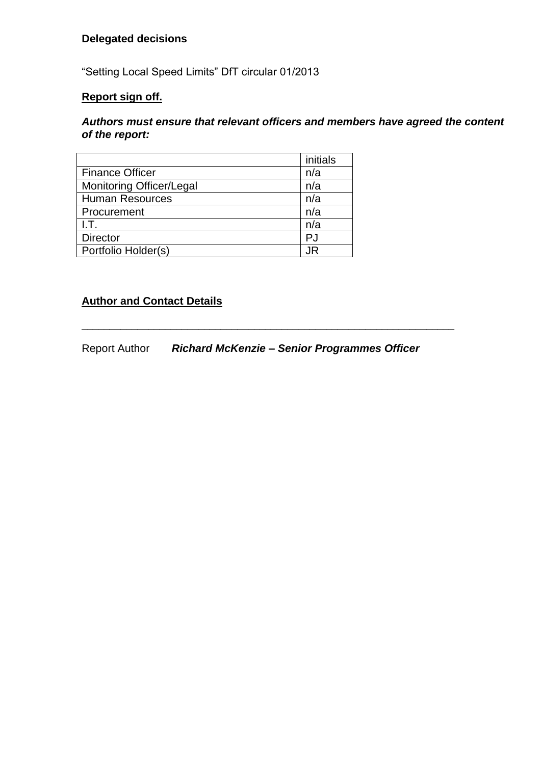**Delegated decisions**

“Setting Local Speed Limits” DfT circular 01/2013

**Report sign off.**

***Authors must ensure that relevant officers and members have agreed the content of the report:***

| | initials |
|---|---|
| Finance Officer | n/a |
| Monitoring Officer/Legal | n/a |
| Human Resources | n/a |
| Procurement | n/a |
| I.T. | n/a |
| Director | PJ |
| Portfolio Holder(s) | JR |

**Author and Contact Details**

---

Report Author ***Richard McKenzie – Senior Programmes Officer***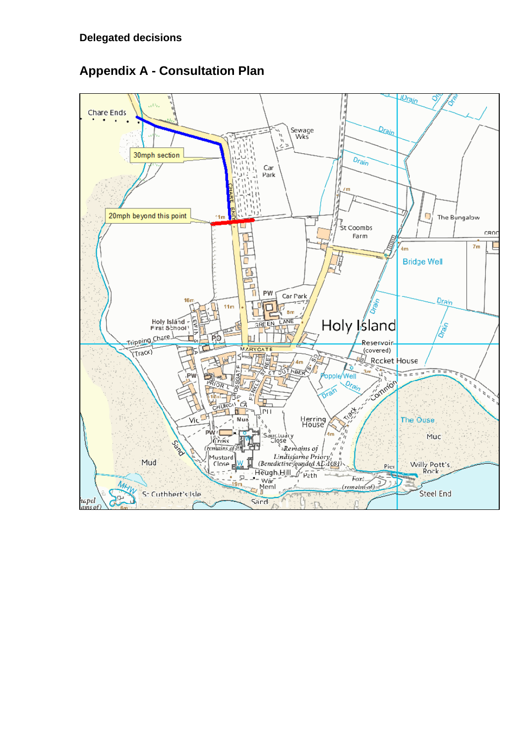**Delegated decisions**

## Appendix A - Consultation Plan

30mph section

20mph beyond this point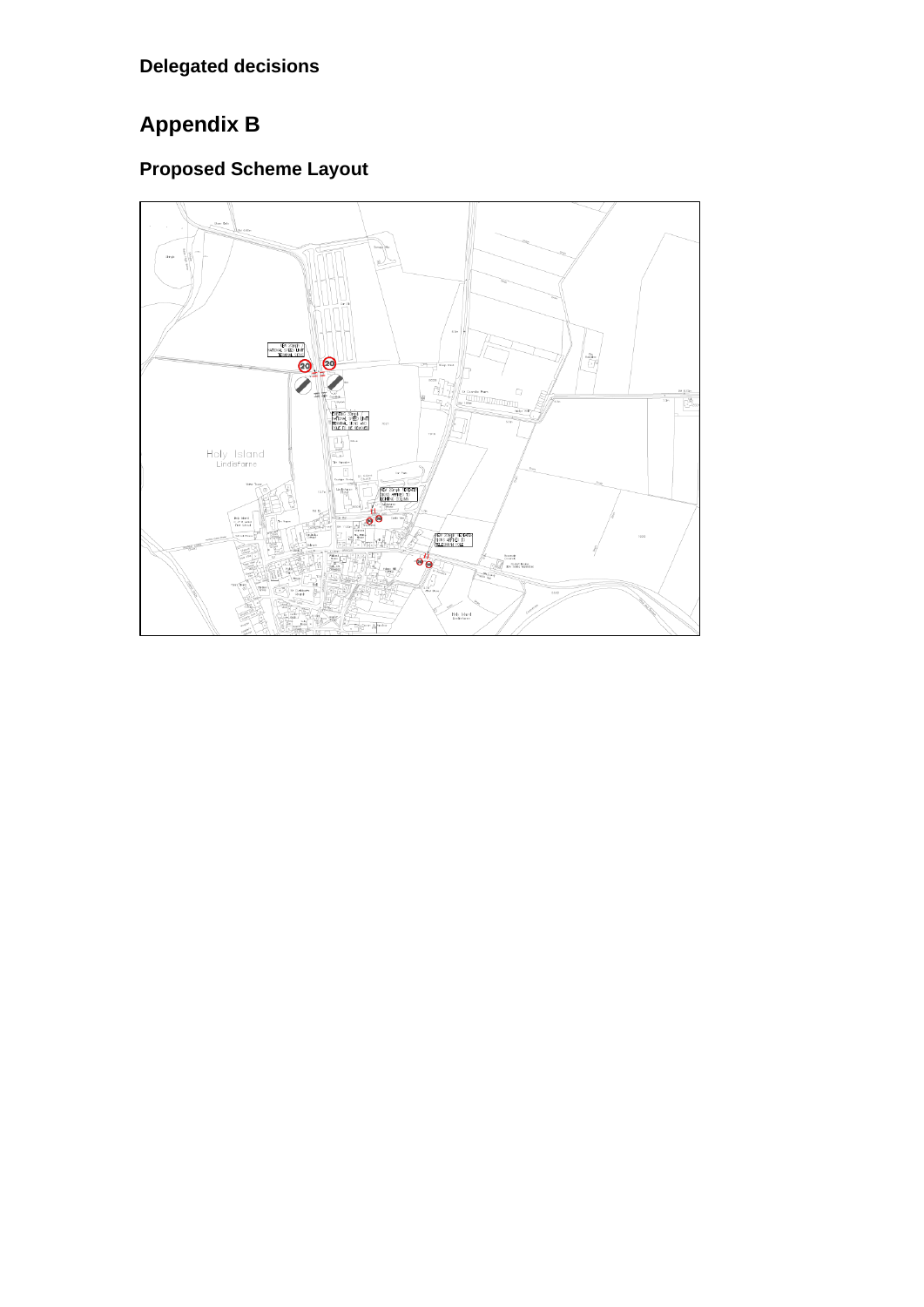**Delegated decisions**

# Appendix B

## Proposed Scheme Layout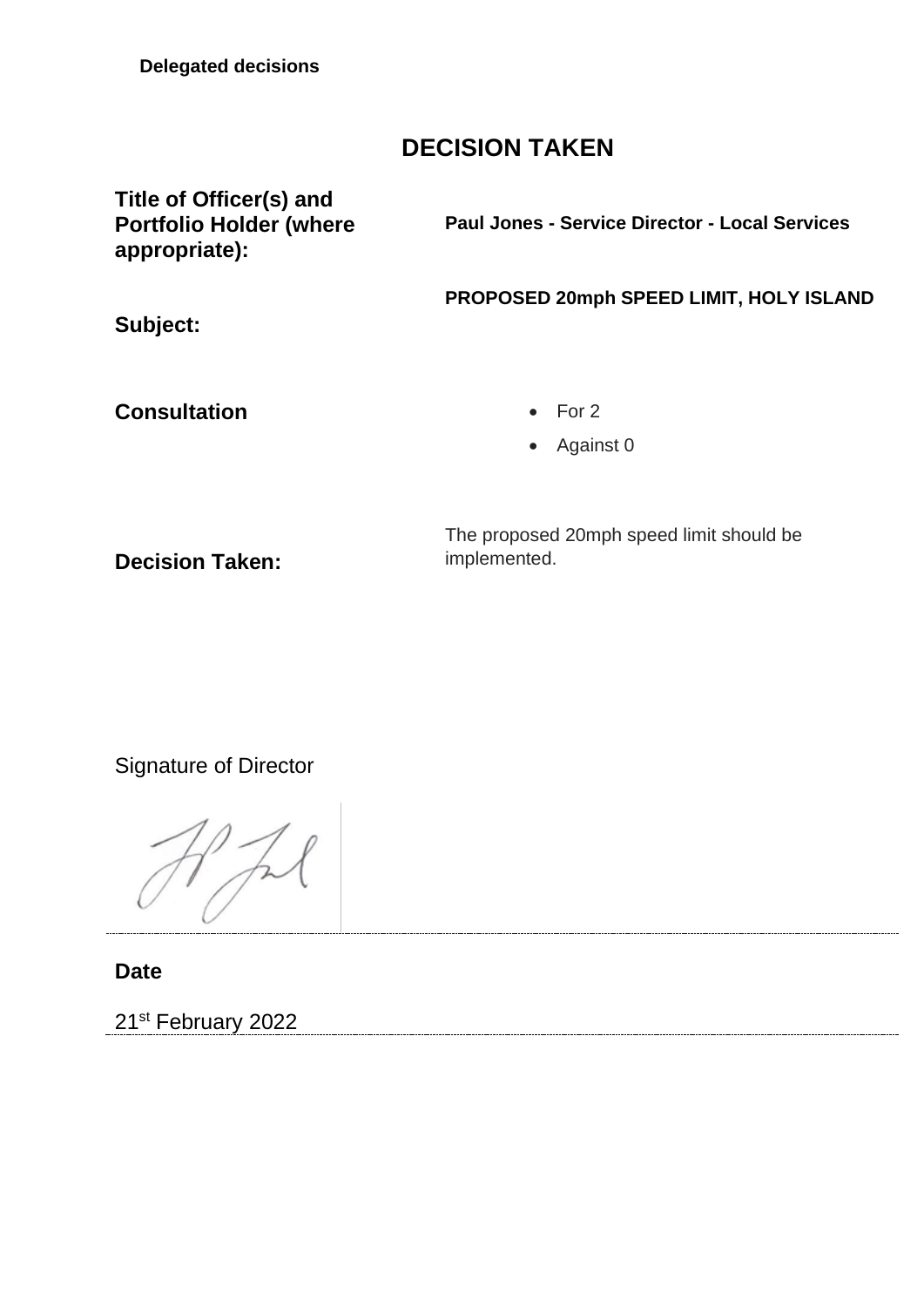**Delegated decisions**

# DECISION TAKEN

| | |
|---|---|
| **Title of Officer(s) and Portfolio Holder (where appropriate):** | **Paul Jones - Service Director - Local Services** |
| **Subject:** | **PROPOSED 20mph SPEED LIMIT, HOLY ISLAND** |
| **Consultation** | • For 2<br>• Against 0 |
| **Decision Taken:** | The proposed 20mph speed limit should be implemented. |

Signature of Director

**Date**

21st February 2022